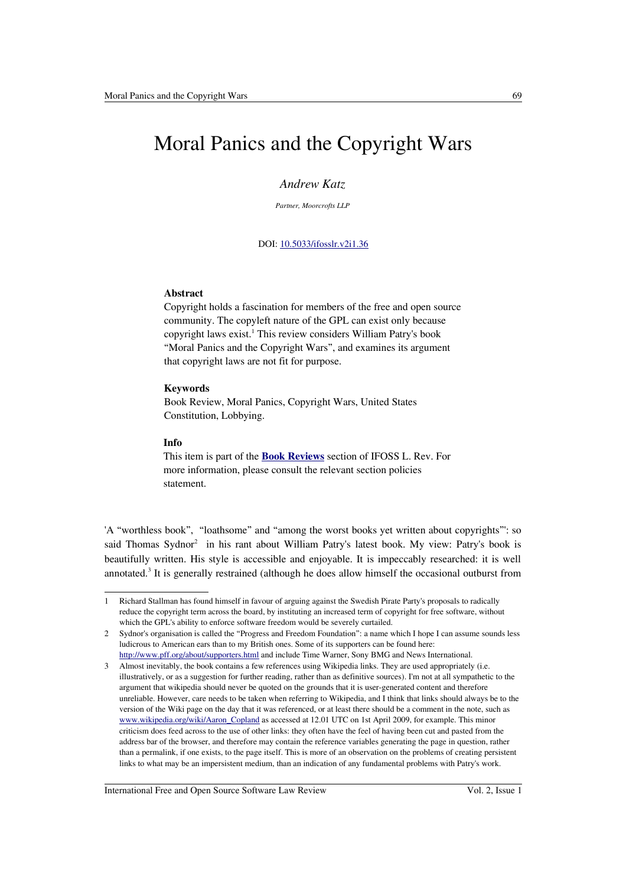# Moral Panics and the Copyright Wars

*Andrew Katz*

*Partner, Moorcrofts LLP*

DOI: [10.5033/ifosslr.v2i1.36](10.5033/ifosslr.v2i1.36)

**Abstract**

Copyright holds a fascination for members of the free and open source community. The copyleft nature of the GPL can exist only because copyright laws exist.[1] This review considers William Patry's book "Moral Panics and the Copyright Wars", and examines its argument that copyright laws are not fit for purpose.

**Keywords**

Book Review, Moral Panics, Copyright Wars, United States Constitution, Lobbying.

**Info**

This item is part of the **Book Reviews** section of IFOSS L. Rev. For more information, please consult the relevant section policies statement.

'A "worthless book", "loathsome" and "among the worst books yet written about copyrights"': so said Thomas Sydnor[2] in his rant about William Patry's latest book. My view: Patry's book is beautifully written. His style is accessible and enjoyable. It is impeccably researched: it is well annotated.[3] It is generally restrained (although he does allow himself the occasional outburst from

---

1 Richard Stallman has found himself in favour of arguing against the Swedish Pirate Party's proposals to radically reduce the copyright term across the board, by instituting an increased term of copyright for free software, without which the GPL's ability to enforce software freedom would be severely curtailed.

2 Sydnor's organisation is called the "Progress and Freedom Foundation": a name which I hope I can assume sounds less ludicrous to American ears than to my British ones. Some of its supporters can be found here: http://www.pff.org/about/supporters.html and include Time Warner, Sony BMG and News International.

3 Almost inevitably, the book contains a few references using Wikipedia links. They are used appropriately (i.e. illustratively, or as a suggestion for further reading, rather than as definitive sources). I'm not at all sympathetic to the argument that wikipedia should never be quoted on the grounds that it is user-generated content and therefore unreliable. However, care needs to be taken when referring to Wikipedia, and I think that links should always be to the version of the Wiki page on the day that it was referenced, or at least there should be a comment in the note, such as www.wikipedia.org/wiki/Aaron_Copland as accessed at 12.01 UTC on 1st April 2009, for example. This minor criticism does feed across to the use of other links: they often have the feel of having been cut and pasted from the address bar of the browser, and therefore may contain the reference variables generating the page in question, rather than a permalink, if one exists, to the page itself. This is more of an observation on the problems of creating persistent links to what may be an impersistent medium, than an indication of any fundamental problems with Patry's work.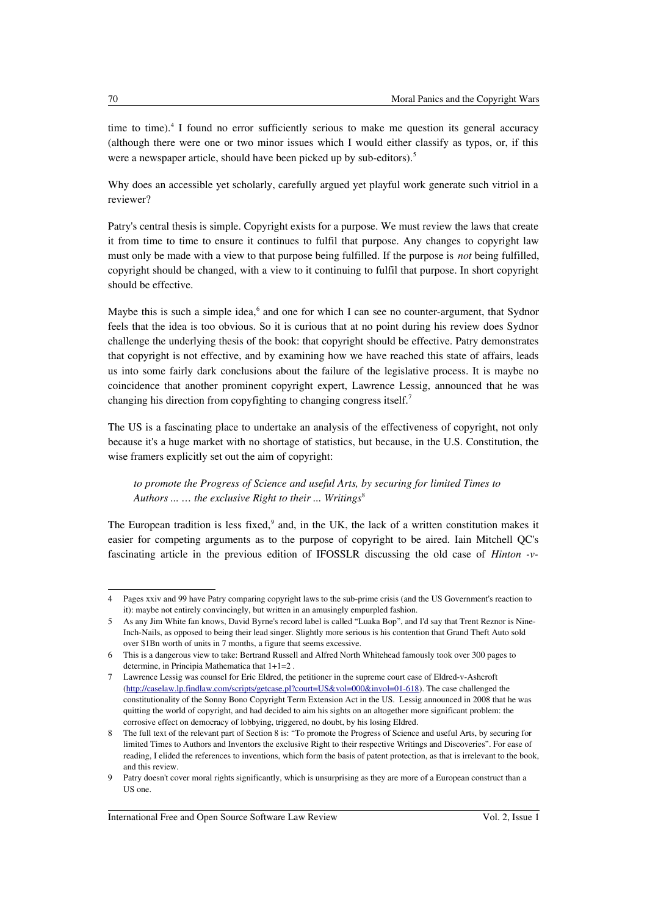time to time).[4] I found no error sufficiently serious to make me question its general accuracy (although there were one or two minor issues which I would either classify as typos, or, if this were a newspaper article, should have been picked up by sub-editors).[5]

Why does an accessible yet scholarly, carefully argued yet playful work generate such vitriol in a reviewer?

Patry's central thesis is simple. Copyright exists for a purpose. We must review the laws that create it from time to time to ensure it continues to fulfil that purpose. Any changes to copyright law must only be made with a view to that purpose being fulfilled. If the purpose is *not* being fulfilled, copyright should be changed, with a view to it continuing to fulfil that purpose. In short copyright should be effective.

Maybe this is such a simple idea,[6] and one for which I can see no counter-argument, that Sydnor feels that the idea is too obvious. So it is curious that at no point during his review does Sydnor challenge the underlying thesis of the book: that copyright should be effective. Patry demonstrates that copyright is not effective, and by examining how we have reached this state of affairs, leads us into some fairly dark conclusions about the failure of the legislative process. It is maybe no coincidence that another prominent copyright expert, Lawrence Lessig, announced that he was changing his direction from copyfighting to changing congress itself.[7]

The US is a fascinating place to undertake an analysis of the effectiveness of copyright, not only because it's a huge market with no shortage of statistics, but because, in the U.S. Constitution, the wise framers explicitly set out the aim of copyright:

> *to promote the Progress of Science and useful Arts, by securing for limited Times to Authors ... … the exclusive Right to their ... Writings*[8]

The European tradition is less fixed,[9] and, in the UK, the lack of a written constitution makes it easier for competing arguments as to the purpose of copyright to be aired. Iain Mitchell QC's fascinating article in the previous edition of IFOSSLR discussing the old case of *Hinton -v-*

---

4 Pages xxiv and 99 have Patry comparing copyright laws to the sub-prime crisis (and the US Government's reaction to it): maybe not entirely convincingly, but written in an amusingly empurpled fashion.

5 As any Jim White fan knows, David Byrne's record label is called "Luaka Bop", and I'd say that Trent Reznor is Nine-Inch-Nails, as opposed to being their lead singer. Slightly more serious is his contention that Grand Theft Auto sold over $1Bn worth of units in 7 months, a figure that seems excessive.

6 This is a dangerous view to take: Bertrand Russell and Alfred North Whitehead famously took over 300 pages to determine, in Principia Mathematica that 1+1=2 .

7 Lawrence Lessig was counsel for Eric Eldred, the petitioner in the supreme court case of Eldred-v-Ashcroft (http://caselaw.lp.findlaw.com/scripts/getcase.pl?court=US&vol=000&invol=01-618). The case challenged the constitutionality of the Sonny Bono Copyright Term Extension Act in the US. Lessig announced in 2008 that he was quitting the world of copyright, and had decided to aim his sights on an altogether more significant problem: the corrosive effect on democracy of lobbying, triggered, no doubt, by his losing Eldred.

8 The full text of the relevant part of Section 8 is: "To promote the Progress of Science and useful Arts, by securing for limited Times to Authors and Inventors the exclusive Right to their respective Writings and Discoveries". For ease of reading, I elided the references to inventions, which form the basis of patent protection, as that is irrelevant to the book, and this review.

9 Patry doesn't cover moral rights significantly, which is unsurprising as they are more of a European construct than a US one.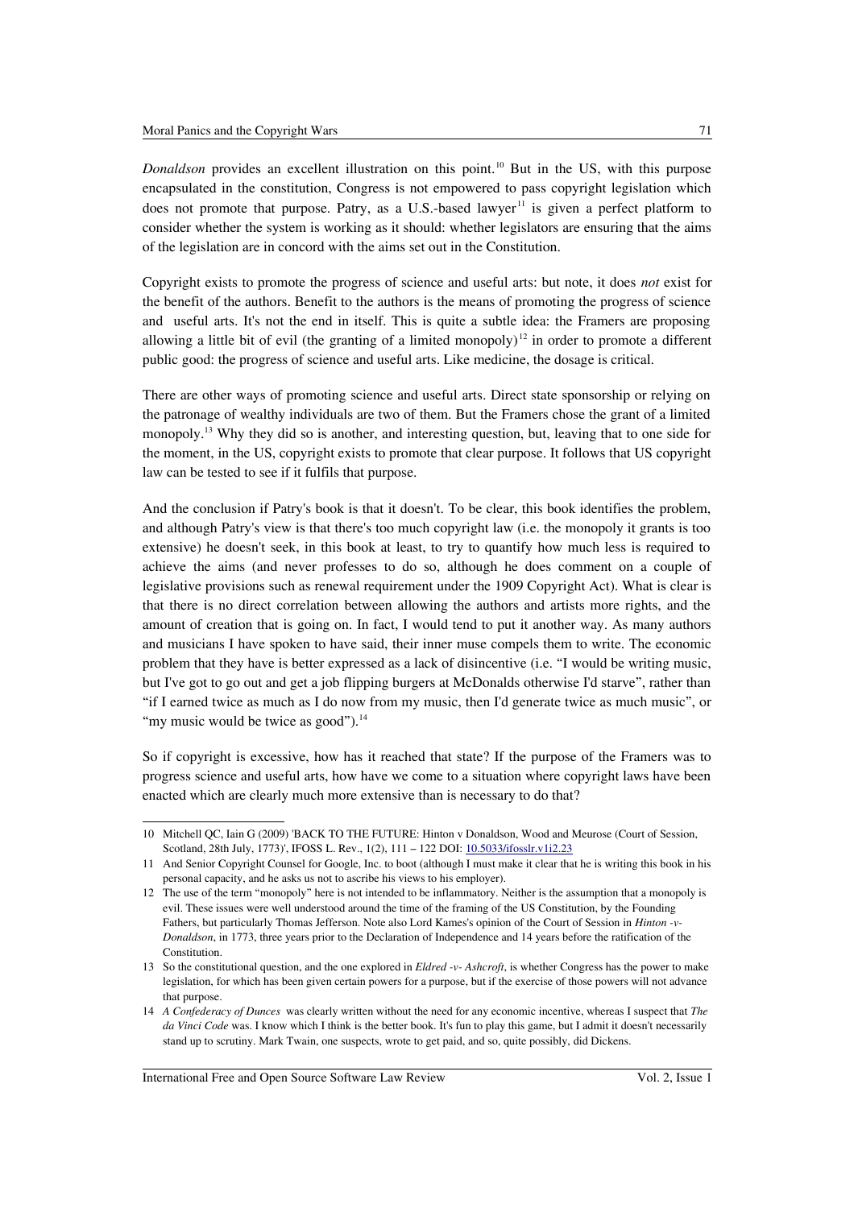*Donaldson* provides an excellent illustration on this point.[10] But in the US, with this purpose encapsulated in the constitution, Congress is not empowered to pass copyright legislation which does not promote that purpose. Patry, as a U.S.-based lawyer[11] is given a perfect platform to consider whether the system is working as it should: whether legislators are ensuring that the aims of the legislation are in concord with the aims set out in the Constitution.

Copyright exists to promote the progress of science and useful arts: but note, it does *not* exist for the benefit of the authors. Benefit to the authors is the means of promoting the progress of science and useful arts. It's not the end in itself. This is quite a subtle idea: the Framers are proposing allowing a little bit of evil (the granting of a limited monopoly)[12] in order to promote a different public good: the progress of science and useful arts. Like medicine, the dosage is critical.

There are other ways of promoting science and useful arts. Direct state sponsorship or relying on the patronage of wealthy individuals are two of them. But the Framers chose the grant of a limited monopoly.[13] Why they did so is another, and interesting question, but, leaving that to one side for the moment, in the US, copyright exists to promote that clear purpose. It follows that US copyright law can be tested to see if it fulfils that purpose.

And the conclusion if Patry's book is that it doesn't. To be clear, this book identifies the problem, and although Patry's view is that there's too much copyright law (i.e. the monopoly it grants is too extensive) he doesn't seek, in this book at least, to try to quantify how much less is required to achieve the aims (and never professes to do so, although he does comment on a couple of legislative provisions such as renewal requirement under the 1909 Copyright Act). What is clear is that there is no direct correlation between allowing the authors and artists more rights, and the amount of creation that is going on. In fact, I would tend to put it another way. As many authors and musicians I have spoken to have said, their inner muse compels them to write. The economic problem that they have is better expressed as a lack of disincentive (i.e. "I would be writing music, but I've got to go out and get a job flipping burgers at McDonalds otherwise I'd starve", rather than "if I earned twice as much as I do now from my music, then I'd generate twice as much music", or "my music would be twice as good").[14]

So if copyright is excessive, how has it reached that state? If the purpose of the Framers was to progress science and useful arts, how have we come to a situation where copyright laws have been enacted which are clearly much more extensive than is necessary to do that?

---

10 Mitchell QC, Iain G (2009) 'BACK TO THE FUTURE: Hinton v Donaldson, Wood and Meurose (Court of Session, Scotland, 28th July, 1773)', IFOSS L. Rev., 1(2), 111 – 122 DOI: 10.5033/ifosslr.v1i2.23

11 And Senior Copyright Counsel for Google, Inc. to boot (although I must make it clear that he is writing this book in his personal capacity, and he asks us not to ascribe his views to his employer).

12 The use of the term "monopoly" here is not intended to be inflammatory. Neither is the assumption that a monopoly is evil. These issues were well understood around the time of the framing of the US Constitution, by the Founding Fathers, but particularly Thomas Jefferson. Note also Lord Kames's opinion of the Court of Session in *Hinton -v- Donaldson*, in 1773, three years prior to the Declaration of Independence and 14 years before the ratification of the Constitution.

13 So the constitutional question, and the one explored in *Eldred -v- Ashcroft*, is whether Congress has the power to make legislation, for which has been given certain powers for a purpose, but if the exercise of those powers will not advance that purpose.

14 *A Confederacy of Dunces* was clearly written without the need for any economic incentive, whereas I suspect that *The da Vinci Code* was. I know which I think is the better book. It's fun to play this game, but I admit it doesn't necessarily stand up to scrutiny. Mark Twain, one suspects, wrote to get paid, and so, quite possibly, did Dickens.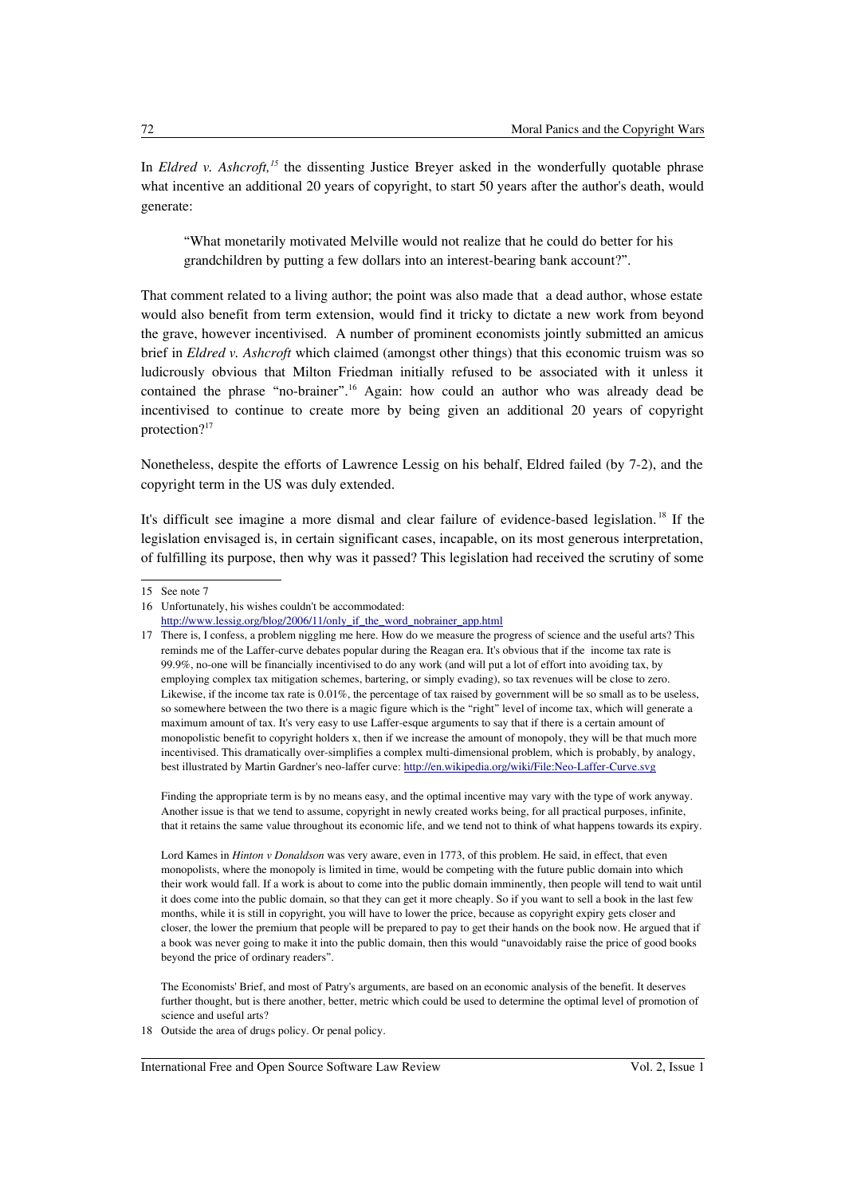In *Eldred v. Ashcroft,*[15] the dissenting Justice Breyer asked in the wonderfully quotable phrase what incentive an additional 20 years of copyright, to start 50 years after the author's death, would generate:

> "What monetarily motivated Melville would not realize that he could do better for his grandchildren by putting a few dollars into an interest-bearing bank account?".

That comment related to a living author; the point was also made that a dead author, whose estate would also benefit from term extension, would find it tricky to dictate a new work from beyond the grave, however incentivised. A number of prominent economists jointly submitted an amicus brief in *Eldred v. Ashcroft* which claimed (amongst other things) that this economic truism was so ludicrously obvious that Milton Friedman initially refused to be associated with it unless it contained the phrase "no-brainer".[16] Again: how could an author who was already dead be incentivised to continue to create more by being given an additional 20 years of copyright protection?[17]

Nonetheless, despite the efforts of Lawrence Lessig on his behalf, Eldred failed (by 7-2), and the copyright term in the US was duly extended.

It's difficult see imagine a more dismal and clear failure of evidence-based legislation.[18] If the legislation envisaged is, in certain significant cases, incapable, on its most generous interpretation, of fulfilling its purpose, then why was it passed? This legislation had received the scrutiny of some

---

15 See note 7

16 Unfortunately, his wishes couldn't be accommodated: http://www.lessig.org/blog/2006/11/only_if_the_word_nobrainer_app.html

17 There is, I confess, a problem niggling me here. How do we measure the progress of science and the useful arts? This reminds me of the Laffer-curve debates popular during the Reagan era. It's obvious that if the income tax rate is 99.9%, no-one will be financially incentivised to do any work (and will put a lot of effort into avoiding tax, by employing complex tax mitigation schemes, bartering, or simply evading), so tax revenues will be close to zero. Likewise, if the income tax rate is 0.01%, the percentage of tax raised by government will be so small as to be useless, so somewhere between the two there is a magic figure which is the "right" level of income tax, which will generate a maximum amount of tax. It's very easy to use Laffer-esque arguments to say that if there is a certain amount of monopolistic benefit to copyright holders x, then if we increase the amount of monopoly, they will be that much more incentivised. This dramatically over-simplifies a complex multi-dimensional problem, which is probably, by analogy, best illustrated by Martin Gardner's neo-laffer curve: http://en.wikipedia.org/wiki/File:Neo-Laffer-Curve.svg

Finding the appropriate term is by no means easy, and the optimal incentive may vary with the type of work anyway. Another issue is that we tend to assume, copyright in newly created works being, for all practical purposes, infinite, that it retains the same value throughout its economic life, and we tend not to think of what happens towards its expiry.

Lord Kames in *Hinton v Donaldson* was very aware, even in 1773, of this problem. He said, in effect, that even monopolists, where the monopoly is limited in time, would be competing with the future public domain into which their work would fall. If a work is about to come into the public domain imminently, then people will tend to wait until it does come into the public domain, so that they can get it more cheaply. So if you want to sell a book in the last few months, while it is still in copyright, you will have to lower the price, because as copyright expiry gets closer and closer, the lower the premium that people will be prepared to pay to get their hands on the book now. He argued that if a book was never going to make it into the public domain, then this would "unavoidably raise the price of good books beyond the price of ordinary readers".

The Economists' Brief, and most of Patry's arguments, are based on an economic analysis of the benefit. It deserves further thought, but is there another, better, metric which could be used to determine the optimal level of promotion of science and useful arts?

18 Outside the area of drugs policy. Or penal policy.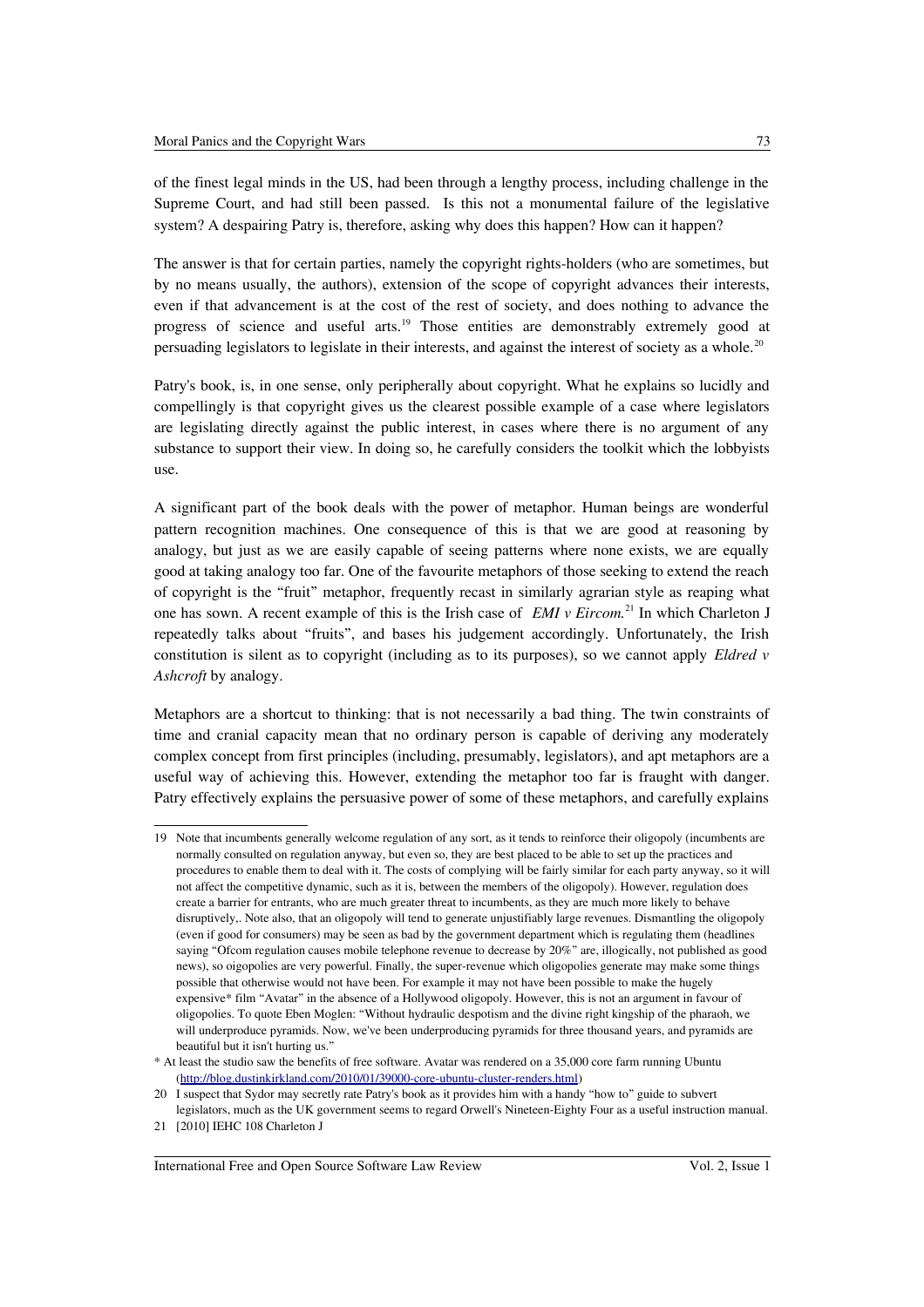of the finest legal minds in the US, had been through a lengthy process, including challenge in the Supreme Court, and had still been passed. Is this not a monumental failure of the legislative system? A despairing Patry is, therefore, asking why does this happen? How can it happen?

The answer is that for certain parties, namely the copyright rights-holders (who are sometimes, but by no means usually, the authors), extension of the scope of copyright advances their interests, even if that advancement is at the cost of the rest of society, and does nothing to advance the progress of science and useful arts.[19] Those entities are demonstrably extremely good at persuading legislators to legislate in their interests, and against the interest of society as a whole.[20]

Patry's book, is, in one sense, only peripherally about copyright. What he explains so lucidly and compellingly is that copyright gives us the clearest possible example of a case where legislators are legislating directly against the public interest, in cases where there is no argument of any substance to support their view. In doing so, he carefully considers the toolkit which the lobbyists use.

A significant part of the book deals with the power of metaphor. Human beings are wonderful pattern recognition machines. One consequence of this is that we are good at reasoning by analogy, but just as we are easily capable of seeing patterns where none exists, we are equally good at taking analogy too far. One of the favourite metaphors of those seeking to extend the reach of copyright is the "fruit" metaphor, frequently recast in similarly agrarian style as reaping what one has sown. A recent example of this is the Irish case of *EMI v Eircom.*[21] In which Charleton J repeatedly talks about "fruits", and bases his judgement accordingly. Unfortunately, the Irish constitution is silent as to copyright (including as to its purposes), so we cannot apply *Eldred v Ashcroft* by analogy.

Metaphors are a shortcut to thinking: that is not necessarily a bad thing. The twin constraints of time and cranial capacity mean that no ordinary person is capable of deriving any moderately complex concept from first principles (including, presumably, legislators), and apt metaphors are a useful way of achieving this. However, extending the metaphor too far is fraught with danger. Patry effectively explains the persuasive power of some of these metaphors, and carefully explains

---

19 Note that incumbents generally welcome regulation of any sort, as it tends to reinforce their oligopoly (incumbents are normally consulted on regulation anyway, but even so, they are best placed to be able to set up the practices and procedures to enable them to deal with it. The costs of complying will be fairly similar for each party anyway, so it will not affect the competitive dynamic, such as it is, between the members of the oligopoly). However, regulation does create a barrier for entrants, who are much greater threat to incumbents, as they are much more likely to behave disruptively,. Note also, that an oligopoly will tend to generate unjustifiably large revenues. Dismantling the oligopoly (even if good for consumers) may be seen as bad by the government department which is regulating them (headlines saying "Ofcom regulation causes mobile telephone revenue to decrease by 20%" are, illogically, not published as good news), so oigopolies are very powerful. Finally, the super-revenue which oligopolies generate may make some things possible that otherwise would not have been. For example it may not have been possible to make the hugely expensive* film "Avatar" in the absence of a Hollywood oligopoly. However, this is not an argument in favour of oligopolies. To quote Eben Moglen: "Without hydraulic despotism and the divine right kingship of the pharaoh, we will underproduce pyramids. Now, we've been underproducing pyramids for three thousand years, and pyramids are beautiful but it isn't hurting us."

* At least the studio saw the benefits of free software. Avatar was rendered on a 35,000 core farm running Ubuntu (http://blog.dustinkirkland.com/2010/01/39000-core-ubuntu-cluster-renders.html)

20 I suspect that Sydor may secretly rate Patry's book as it provides him with a handy "how to" guide to subvert legislators, much as the UK government seems to regard Orwell's Nineteen-Eighty Four as a useful instruction manual.

21 [2010] IEHC 108 Charleton J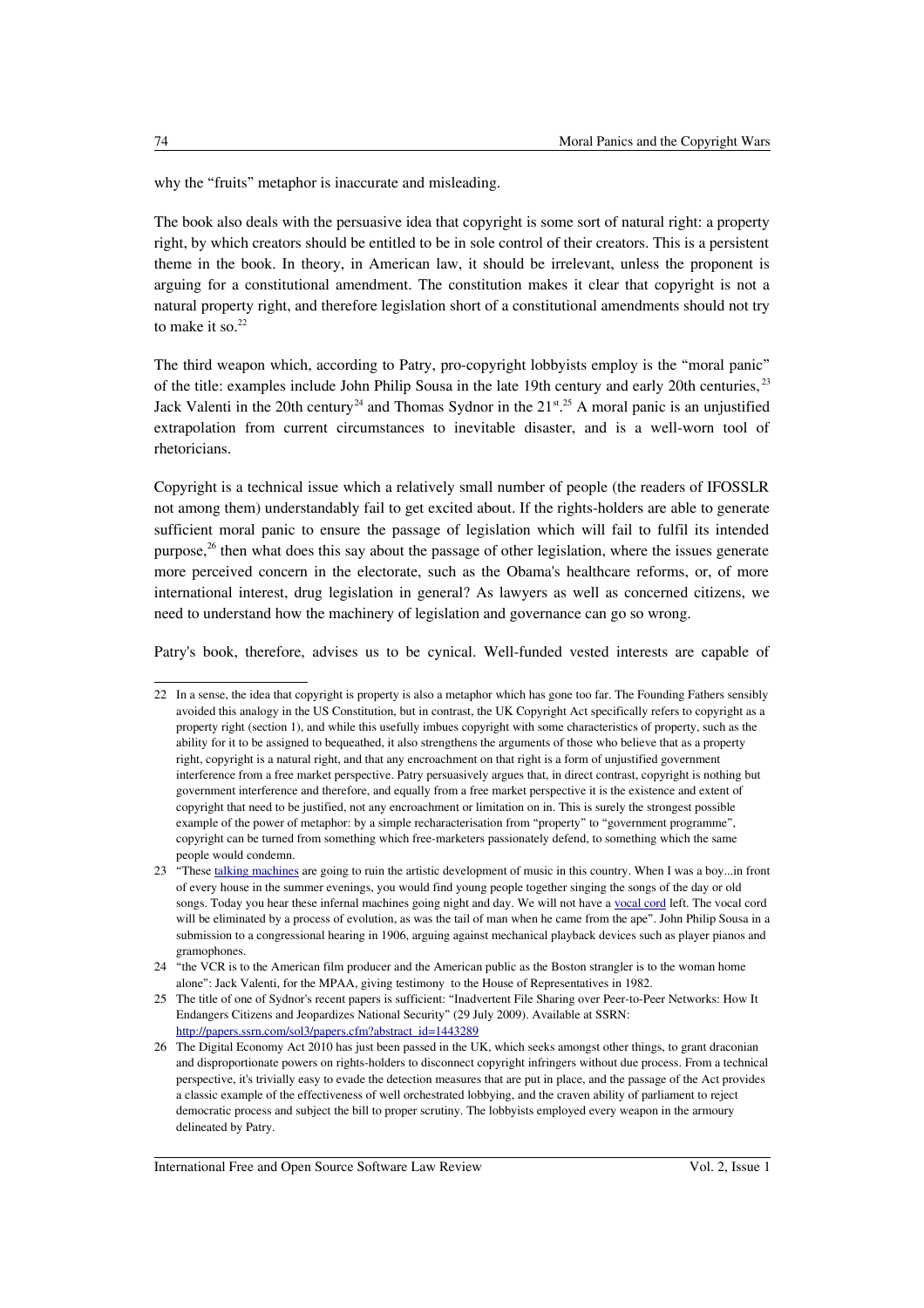why the "fruits" metaphor is inaccurate and misleading.

The book also deals with the persuasive idea that copyright is some sort of natural right: a property right, by which creators should be entitled to be in sole control of their creators. This is a persistent theme in the book. In theory, in American law, it should be irrelevant, unless the proponent is arguing for a constitutional amendment. The constitution makes it clear that copyright is not a natural property right, and therefore legislation short of a constitutional amendments should not try to make it so.[22]

The third weapon which, according to Patry, pro-copyright lobbyists employ is the "moral panic" of the title: examples include John Philip Sousa in the late 19th century and early 20th centuries,[23] Jack Valenti in the 20th century[24] and Thomas Sydnor in the 21st.[25] A moral panic is an unjustified extrapolation from current circumstances to inevitable disaster, and is a well-worn tool of rhetoricians.

Copyright is a technical issue which a relatively small number of people (the readers of IFOSSLR not among them) understandably fail to get excited about. If the rights-holders are able to generate sufficient moral panic to ensure the passage of legislation which will fail to fulfil its intended purpose,[26] then what does this say about the passage of other legislation, where the issues generate more perceived concern in the electorate, such as the Obama's healthcare reforms, or, of more international interest, drug legislation in general? As lawyers as well as concerned citizens, we need to understand how the machinery of legislation and governance can go so wrong.

Patry's book, therefore, advises us to be cynical. Well-funded vested interests are capable of

---

22 In a sense, the idea that copyright is property is also a metaphor which has gone too far. The Founding Fathers sensibly avoided this analogy in the US Constitution, but in contrast, the UK Copyright Act specifically refers to copyright as a property right (section 1), and while this usefully imbues copyright with some characteristics of property, such as the ability for it to be assigned to bequeathed, it also strengthens the arguments of those who believe that as a property right, copyright is a natural right, and that any encroachment on that right is a form of unjustified government interference from a free market perspective. Patry persuasively argues that, in direct contrast, copyright is nothing but government interference and therefore, and equally from a free market perspective it is the existence and extent of copyright that need to be justified, not any encroachment or limitation on in. This is surely the strongest possible example of the power of metaphor: by a simple recharacterisation from "property" to "government programme", copyright can be turned from something which free-marketers passionately defend, to something which the same people would condemn.

23 "These talking machines are going to ruin the artistic development of music in this country. When I was a boy...in front of every house in the summer evenings, you would find young people together singing the songs of the day or old songs. Today you hear these infernal machines going night and day. We will not have a vocal cord left. The vocal cord will be eliminated by a process of evolution, as was the tail of man when he came from the ape". John Philip Sousa in a submission to a congressional hearing in 1906, arguing against mechanical playback devices such as player pianos and gramophones.

24 "the VCR is to the American film producer and the American public as the Boston strangler is to the woman home alone": Jack Valenti, for the MPAA, giving testimony to the House of Representatives in 1982.

25 The title of one of Sydnor's recent papers is sufficient: "Inadvertent File Sharing over Peer-to-Peer Networks: How It Endangers Citizens and Jeopardizes National Security" (29 July 2009). Available at SSRN: http://papers.ssrn.com/sol3/papers.cfm?abstract_id=1443289

26 The Digital Economy Act 2010 has just been passed in the UK, which seeks amongst other things, to grant draconian and disproportionate powers on rights-holders to disconnect copyright infringers without due process. From a technical perspective, it's trivially easy to evade the detection measures that are put in place, and the passage of the Act provides a classic example of the effectiveness of well orchestrated lobbying, and the craven ability of parliament to reject democratic process and subject the bill to proper scrutiny. The lobbyists employed every weapon in the armoury delineated by Patry.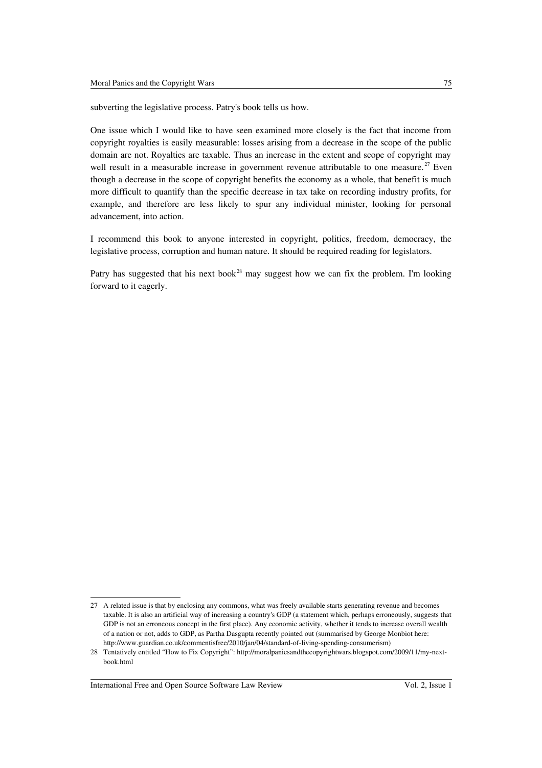subverting the legislative process. Patry's book tells us how.

One issue which I would like to have seen examined more closely is the fact that income from copyright royalties is easily measurable: losses arising from a decrease in the scope of the public domain are not. Royalties are taxable. Thus an increase in the extent and scope of copyright may well result in a measurable increase in government revenue attributable to one measure.[27] Even though a decrease in the scope of copyright benefits the economy as a whole, that benefit is much more difficult to quantify than the specific decrease in tax take on recording industry profits, for example, and therefore are less likely to spur any individual minister, looking for personal advancement, into action.

I recommend this book to anyone interested in copyright, politics, freedom, democracy, the legislative process, corruption and human nature. It should be required reading for legislators.

Patry has suggested that his next book[28] may suggest how we can fix the problem. I'm looking forward to it eagerly.

---

27 A related issue is that by enclosing any commons, what was freely available starts generating revenue and becomes taxable. It is also an artificial way of increasing a country's GDP (a statement which, perhaps erroneously, suggests that GDP is not an erroneous concept in the first place). Any economic activity, whether it tends to increase overall wealth of a nation or not, adds to GDP, as Partha Dasgupta recently pointed out (summarised by George Monbiot here: http://www.guardian.co.uk/commentisfree/2010/jan/04/standard-of-living-spending-consumerism)

28 Tentatively entitled "How to Fix Copyright": http://moralpanicsandthecopyrightwars.blogspot.com/2009/11/my-next-book.html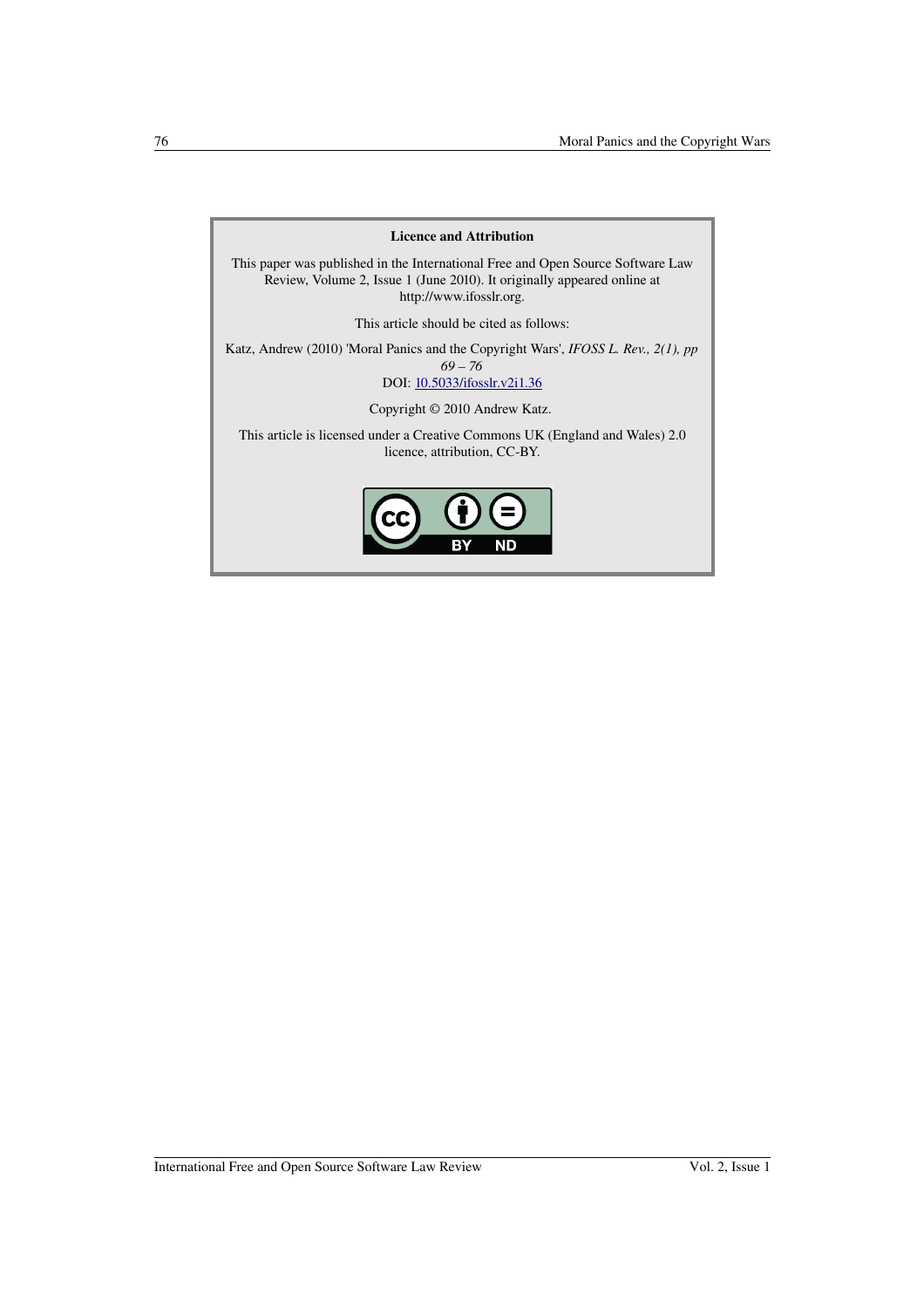**Licence and Attribution**

This paper was published in the International Free and Open Source Software Law Review, Volume 2, Issue 1 (June 2010). It originally appeared online at http://www.ifosslr.org.

This article should be cited as follows:

Katz, Andrew (2010) 'Moral Panics and the Copyright Wars', *IFOSS L. Rev., 2(1), pp 69 – 76*
DOI: [10.5033/ifosslr.v2i1.36](10.5033/ifosslr.v2i1.36)

Copyright © 2010 Andrew Katz.

This article is licensed under a Creative Commons UK (England and Wales) 2.0 licence, attribution, CC-BY.

BY ND